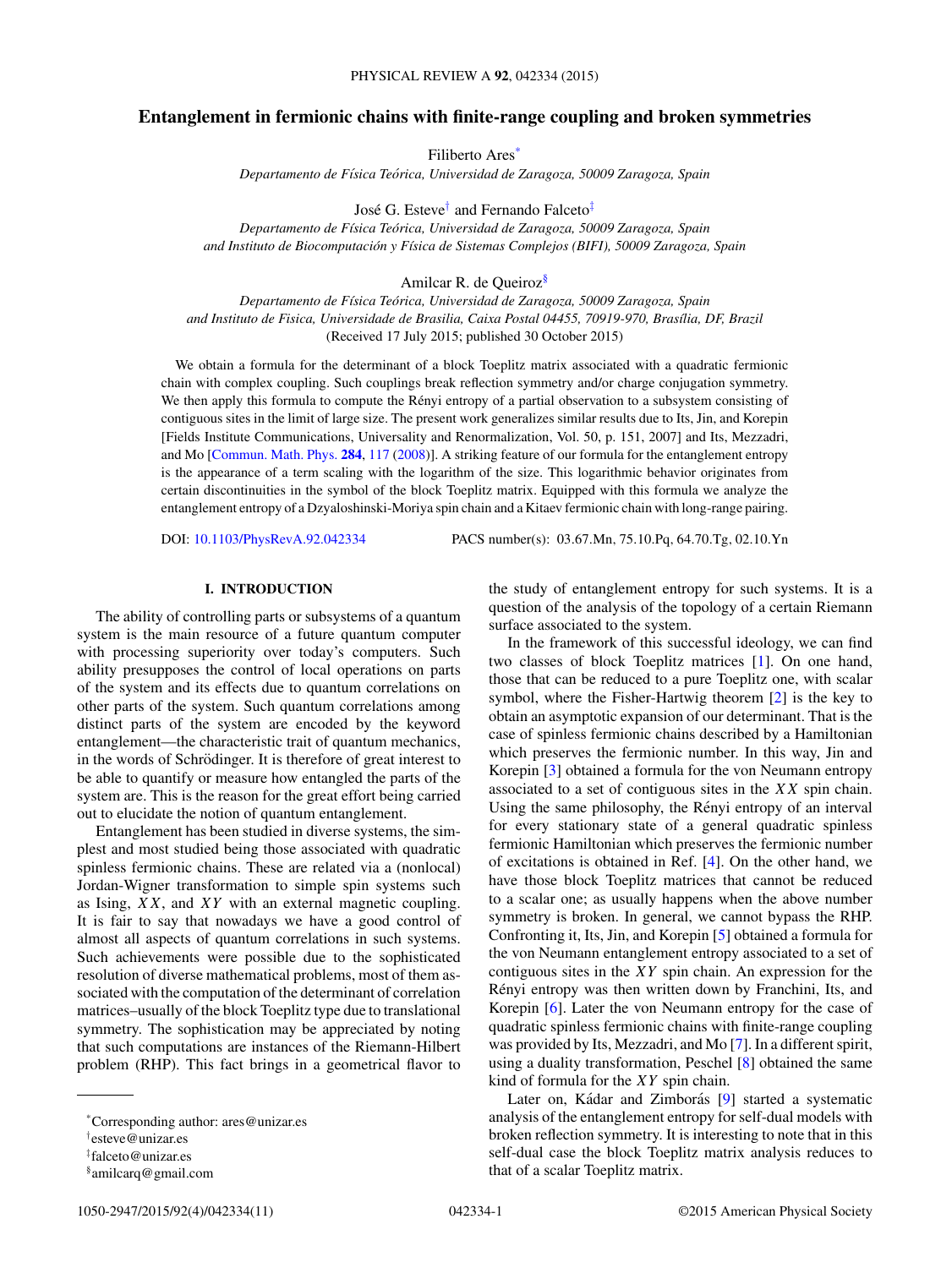# Entanglement in fermionic chains with finite-range coupling and broken symmetries

Filiberto Ares[*]

*Departamento de Física Teórica, Universidad de Zaragoza, 50009 Zaragoza, Spain*

José G. Esteve[†] and Fernando Falceto[‡]

*Departamento de Física Teórica, Universidad de Zaragoza, 50009 Zaragoza, Spain*
*and Instituto de Biocomputación y Física de Sistemas Complejos (BIFI), 50009 Zaragoza, Spain*

Amilcar R. de Queiroz[§]

*Departamento de Física Teórica, Universidad de Zaragoza, 50009 Zaragoza, Spain*
*and Instituto de Fisica, Universidade de Brasilia, Caixa Postal 04455, 70919-970, Brasília, DF, Brazil*

(Received 17 July 2015; published 30 October 2015)

We obtain a formula for the determinant of a block Toeplitz matrix associated with a quadratic fermionic chain with complex coupling. Such couplings break reflection symmetry and/or charge conjugation symmetry. We then apply this formula to compute the Rényi entropy of a partial observation to a subsystem consisting of contiguous sites in the limit of large size. The present work generalizes similar results due to Its, Jin, and Korepin [Fields Institute Communications, Universality and Renormalization, Vol. 50, p. 151, 2007] and Its, Mezzadri, and Mo [Commun. Math. Phys. **284**, 117 (2008)]. A striking feature of our formula for the entanglement entropy is the appearance of a term scaling with the logarithm of the size. This logarithmic behavior originates from certain discontinuities in the symbol of the block Toeplitz matrix. Equipped with this formula we analyze the entanglement entropy of a Dzyaloshinski-Moriya spin chain and a Kitaev fermionic chain with long-range pairing.

DOI: 10.1103/PhysRevA.92.042334 PACS number(s): 03.67.Mn, 75.10.Pq, 64.70.Tg, 02.10.Yn

## I. INTRODUCTION

The ability of controlling parts or subsystems of a quantum system is the main resource of a future quantum computer with processing superiority over today's computers. Such ability presupposes the control of local operations on parts of the system and its effects due to quantum correlations on other parts of the system. Such quantum correlations among distinct parts of the system are encoded by the keyword entanglement—the characteristic trait of quantum mechanics, in the words of Schrödinger. It is therefore of great interest to be able to quantify or measure how entangled the parts of the system are. This is the reason for the great effort being carried out to elucidate the notion of quantum entanglement.

Entanglement has been studied in diverse systems, the simplest and most studied being those associated with quadratic spinless fermionic chains. These are related via a (nonlocal) Jordan-Wigner transformation to simple spin systems such as Ising, $XX$, and $XY$ with an external magnetic coupling. It is fair to say that nowadays we have a good control of almost all aspects of quantum correlations in such systems. Such achievements were possible due to the sophisticated resolution of diverse mathematical problems, most of them associated with the computation of the determinant of correlation matrices–usually of the block Toeplitz type due to translational symmetry. The sophistication may be appreciated by noting that such computations are instances of the Riemann-Hilbert problem (RHP). This fact brings in a geometrical flavor to the study of entanglement entropy for such systems. It is a question of the analysis of the topology of a certain Riemann surface associated to the system.

In the framework of this successful ideology, we can find two classes of block Toeplitz matrices [1]. On one hand, those that can be reduced to a pure Toeplitz one, with scalar symbol, where the Fisher-Hartwig theorem [2] is the key to obtain an asymptotic expansion of our determinant. That is the case of spinless fermionic chains described by a Hamiltonian which preserves the fermionic number. In this way, Jin and Korepin [3] obtained a formula for the von Neumann entropy associated to a set of contiguous sites in the $XX$ spin chain. Using the same philosophy, the Rényi entropy of an interval for every stationary state of a general quadratic spinless fermionic Hamiltonian which preserves the fermionic number of excitations is obtained in Ref. [4]. On the other hand, we have those block Toeplitz matrices that cannot be reduced to a scalar one; as usually happens when the above number symmetry is broken. In general, we cannot bypass the RHP. Confronting it, Its, Jin, and Korepin [5] obtained a formula for the von Neumann entanglement entropy associated to a set of contiguous sites in the $XY$ spin chain. An expression for the Rényi entropy was then written down by Franchini, Its, and Korepin [6]. Later the von Neumann entropy for the case of quadratic spinless fermionic chains with finite-range coupling was provided by Its, Mezzadri, and Mo [7]. In a different spirit, using a duality transformation, Peschel [8] obtained the same kind of formula for the $XY$ spin chain.

Later on, Kádar and Zimborás [9] started a systematic analysis of the entanglement entropy for self-dual models with broken reflection symmetry. It is interesting to note that in this self-dual case the block Toeplitz matrix analysis reduces to that of a scalar Toeplitz matrix.

---

[*]Corresponding author: ares@unizar.es

[†]esteve@unizar.es

[‡]falceto@unizar.es

[§]amilcarq@gmail.com

1050-2947/2015/92(4)/042334(11) ©2015 American Physical Society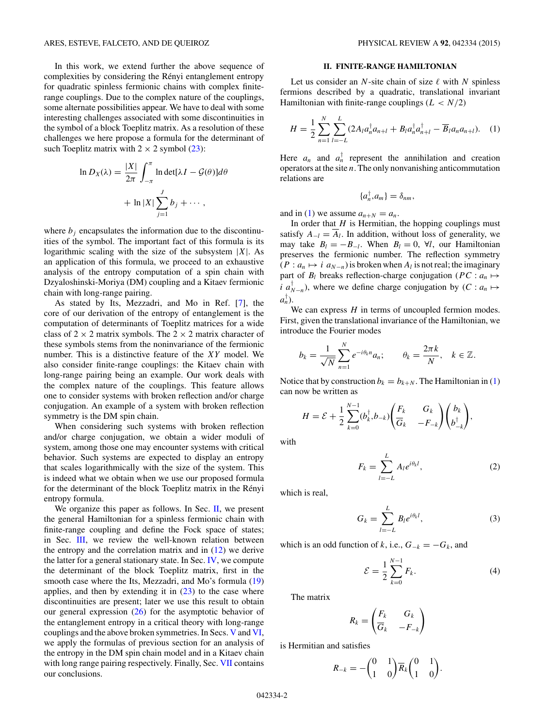In this work, we extend further the above sequence of complexities by considering the Rényi entanglement entropy for quadratic spinless fermionic chains with complex finite-range couplings. Due to the complex nature of the couplings, some alternate possibilities appear. We have to deal with some interesting challenges associated with some discontinuities in the symbol of a block Toeplitz matrix. As a resolution of these challenges we here propose a formula for the determinant of such Toeplitz matrix with $2 \times 2$ symbol (23):

$$\ln D_X(\lambda) = \frac{|X|}{2\pi}\int_{-\pi}^{\pi} \ln\det[\lambda I - \mathcal{G}(\theta)]d\theta + \ln|X|\sum_{j=1}^{J} b_j + \cdots,$$

where $b_j$ encapsulates the information due to the discontinuities of the symbol. The important fact of this formula is its logarithmic scaling with the size of the subsystem $|X|$. As an application of this formula, we proceed to an exhaustive analysis of the entropy computation of a spin chain with Dzyaloshinski-Moriya (DM) coupling and a Kitaev fermionic chain with long-range pairing.

As stated by Its, Mezzadri, and Mo in Ref. [7], the core of our derivation of the entropy of entanglement is the computation of determinants of Toeplitz matrices for a wide class of $2 \times 2$ matrix symbols. The $2 \times 2$ matrix character of these symbols stems from the noninvariance of the fermionic number. This is a distinctive feature of the $XY$ model. We also consider finite-range couplings: the Kitaev chain with long-range pairing being an example. Our work deals with the complex nature of the couplings. This feature allows one to consider systems with broken reflection and/or charge conjugation. An example of a system with broken reflection symmetry is the DM spin chain.

When considering such systems with broken reflection and/or charge conjugation, we obtain a wider moduli of system, among those one may encounter systems with critical behavior. Such systems are expected to display an entropy that scales logarithmically with the size of the system. This is indeed what we obtain when we use our proposed formula for the determinant of the block Toeplitz matrix in the Rényi entropy formula.

We organize this paper as follows. In Sec. II, we present the general Hamiltonian for a spinless fermionic chain with finite-range coupling and define the Fock space of states; in Sec. III, we review the well-known relation between the entropy and the correlation matrix and in (12) we derive the latter for a general stationary state. In Sec. IV, we compute the determinant of the block Toeplitz matrix, first in the smooth case where the Its, Mezzadri, and Mo's formula (19) applies, and then by extending it in (23) to the case where discontinuities are present; later we use this result to obtain our general expression (26) for the asymptotic behavior of the entanglement entropy in a critical theory with long-range couplings and the above broken symmetries. In Secs. V and VI, we apply the formulas of previous section for an analysis of the entropy in the DM spin chain model and in a Kitaev chain with long range pairing respectively. Finally, Sec. VII contains our conclusions.

## II. FINITE-RANGE HAMILTONIAN

Let us consider an $N$-site chain of size $\ell$ with $N$ spinless fermions described by a quadratic, translational invariant Hamiltonian with finite-range couplings ($L < N/2$)

$$H = \frac{1}{2}\sum_{n=1}^{N}\sum_{l=-L}^{L}(2A_l a_n^\dagger a_{n+l} + B_l a_n^\dagger a_{n+l}^\dagger - \overline{B}_l a_n a_{n+l}). \quad (1)$$

Here $a_n$ and $a_n^\dagger$ represent the annihilation and creation operators at the site $n$. The only nonvanishing anticommutation relations are

$$\{a_n^\dagger, a_m\} = \delta_{nm},$$

and in (1) we assume $a_{n+N} = a_n$.

In order that $H$ is Hermitian, the hopping couplings must satisfy $A_{-l} = \overline{A}_l$. In addition, without loss of generality, we may take $B_l = -B_{-l}$. When $B_l = 0$, $\forall l$, our Hamiltonian preserves the fermionic number. The reflection symmetry ($P : a_n \mapsto i\, a_{N-n}$) is broken when $A_l$ is not real; the imaginary part of $B_l$ breaks reflection-charge conjugation ($PC : a_n \mapsto i\, a_{N-n}^\dagger$), where we define charge conjugation by ($C : a_n \mapsto a_n^\dagger$).

We can express $H$ in terms of uncoupled fermion modes. First, given the translational invariance of the Hamiltonian, we introduce the Fourier modes

$$b_k = \frac{1}{\sqrt{N}}\sum_{n=1}^{N} e^{-i\theta_k n} a_n; \qquad \theta_k = \frac{2\pi k}{N}, \quad k \in \mathbb{Z}.$$

Notice that by construction $b_k = b_{k+N}$. The Hamiltonian in (1) can now be written as

$$H = \mathcal{E} + \frac{1}{2}\sum_{k=0}^{N-1}(b_k^\dagger, b_{-k})\begin{pmatrix} F_k & G_k \\ \overline{G}_k & -F_{-k}\end{pmatrix}\begin{pmatrix} b_k \\ b_{-k}^\dagger\end{pmatrix},$$

with

$$F_k = \sum_{l=-L}^{L} A_l e^{i\theta_k l}, \quad (2)$$

which is real,

$$G_k = \sum_{l=-L}^{L} B_l e^{i\theta_k l}, \quad (3)$$

which is an odd function of $k$, i.e., $G_{-k} = -G_k$, and

$$\mathcal{E} = \frac{1}{2}\sum_{k=0}^{N-1} F_k. \quad (4)$$

The matrix

$$R_k = \begin{pmatrix} F_k & G_k \\ \overline{G}_k & -F_{-k}\end{pmatrix}$$

is Hermitian and satisfies

$$R_{-k} = -\begin{pmatrix} 0 & 1 \\ 1 & 0\end{pmatrix}\overline{R}_k\begin{pmatrix} 0 & 1 \\ 1 & 0\end{pmatrix}.$$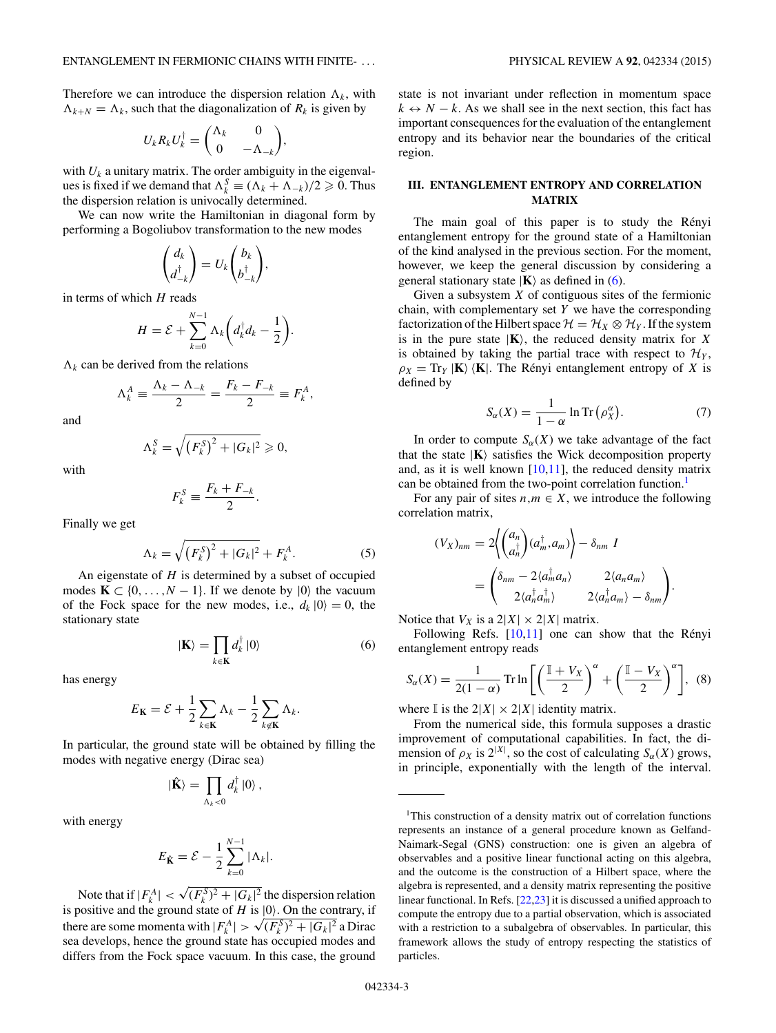Therefore we can introduce the dispersion relation $\Lambda_k$, with $\Lambda_{k+N} = \Lambda_k$, such that the diagonalization of $R_k$ is given by

$$U_k R_k U_k^\dagger = \begin{pmatrix} \Lambda_k & 0 \\ 0 & -\Lambda_{-k} \end{pmatrix},$$

with $U_k$ a unitary matrix. The order ambiguity in the eigenvalues is fixed if we demand that $\Lambda_k^S \equiv (\Lambda_k + \Lambda_{-k})/2 \geqslant 0$. Thus the dispersion relation is univocally determined.

We can now write the Hamiltonian in diagonal form by performing a Bogoliubov transformation to the new modes

$$\begin{pmatrix} d_k \\ d_{-k}^\dagger \end{pmatrix} = U_k \begin{pmatrix} b_k \\ b_{-k}^\dagger \end{pmatrix},$$

in terms of which $H$ reads

$$H = \mathcal{E} + \sum_{k=0}^{N-1} \Lambda_k \left( d_k^\dagger d_k - \frac{1}{2} \right).$$

$\Lambda_k$ can be derived from the relations

$$\Lambda_k^A \equiv \frac{\Lambda_k - \Lambda_{-k}}{2} = \frac{F_k - F_{-k}}{2} \equiv F_k^A,$$

and

$$\Lambda_k^S = \sqrt{\left(F_k^S\right)^2 + |G_k|^2} \geqslant 0,$$

with

$$F_k^S \equiv \frac{F_k + F_{-k}}{2}.$$

Finally we get

$$\Lambda_k = \sqrt{\left(F_k^S\right)^2 + |G_k|^2} + F_k^A. \tag{5}$$

An eigenstate of $H$ is determined by a subset of occupied modes $\mathbf{K} \subset \{0, \ldots, N-1\}$. If we denote by $|0\rangle$ the vacuum of the Fock space for the new modes, i.e., $d_k |0\rangle = 0$, the stationary state

$$|\mathbf{K}\rangle = \prod_{k \in \mathbf{K}} d_k^\dagger |0\rangle \tag{6}$$

has energy

$$E_{\mathbf{K}} = \mathcal{E} + \frac{1}{2} \sum_{k \in \mathbf{K}} \Lambda_k - \frac{1}{2} \sum_{k \notin \mathbf{K}} \Lambda_k.$$

In particular, the ground state will be obtained by filling the modes with negative energy (Dirac sea)

$$|\hat{\mathbf{K}}\rangle = \prod_{\Lambda_k < 0} d_k^\dagger |0\rangle,$$

with energy

$$E_{\hat{\mathbf{K}}} = \mathcal{E} - \frac{1}{2} \sum_{k=0}^{N-1} |\Lambda_k|.$$

Note that if $|F_k^A| < \sqrt{(F_k^S)^2 + |G_k|^2}$ the dispersion relation is positive and the ground state of $H$ is $|0\rangle$. On the contrary, if there are some momenta with $|F_k^A| > \sqrt{(F_k^S)^2 + |G_k|^2}$ a Dirac sea develops, hence the ground state has occupied modes and differs from the Fock space vacuum. In this case, the ground state is not invariant under reflection in momentum space $k \leftrightarrow N-k$. As we shall see in the next section, this fact has important consequences for the evaluation of the entanglement entropy and its behavior near the boundaries of the critical region.

## III. ENTANGLEMENT ENTROPY AND CORRELATION MATRIX

The main goal of this paper is to study the Rényi entanglement entropy for the ground state of a Hamiltonian of the kind analysed in the previous section. For the moment, however, we keep the general discussion by considering a general stationary state $|\mathbf{K}\rangle$ as defined in (6).

Given a subsystem $X$ of contiguous sites of the fermionic chain, with complementary set $Y$ we have the corresponding factorization of the Hilbert space $\mathcal{H} = \mathcal{H}_X \otimes \mathcal{H}_Y$. If the system is in the pure state $|\mathbf{K}\rangle$, the reduced density matrix for $X$ is obtained by taking the partial trace with respect to $\mathcal{H}_Y$, $\rho_X = \mathrm{Tr}_Y |\mathbf{K}\rangle \langle \mathbf{K}|$. The Rényi entanglement entropy of $X$ is defined by

$$S_\alpha(X) = \frac{1}{1-\alpha} \ln \mathrm{Tr}\left(\rho_X^\alpha\right). \tag{7}$$

In order to compute $S_\alpha(X)$ we take advantage of the fact that the state $|\mathbf{K}\rangle$ satisfies the Wick decomposition property and, as it is well known [10,11], the reduced density matrix can be obtained from the two-point correlation function.[1]

For any pair of sites $n,m \in X$, we introduce the following correlation matrix,

$$\begin{aligned}
(V_X)_{nm} &= 2\left\langle \begin{pmatrix} a_n \\ a_n^\dagger \end{pmatrix} (a_m^\dagger, a_m) \right\rangle - \delta_{nm}\, I \\
&= \begin{pmatrix} \delta_{nm} - 2\langle a_m^\dagger a_n \rangle & 2\langle a_n a_m \rangle \\ 2\langle a_n^\dagger a_m^\dagger \rangle & 2\langle a_n^\dagger a_m \rangle - \delta_{nm} \end{pmatrix}.
\end{aligned}$$

Notice that $V_X$ is a $2|X| \times 2|X|$ matrix.

Following Refs. [10,11] one can show that the Rényi entanglement entropy reads

$$S_\alpha(X) = \frac{1}{2(1-\alpha)} \mathrm{Tr} \ln \left[ \left( \frac{\mathbb{I} + V_X}{2} \right)^\alpha + \left( \frac{\mathbb{I} - V_X}{2} \right)^\alpha \right], \tag{8}$$

where $\mathbb{I}$ is the $2|X| \times 2|X|$ identity matrix.

From the numerical side, this formula supposes a drastic improvement of computational capabilities. In fact, the dimension of $\rho_X$ is $2^{|X|}$, so the cost of calculating $S_\alpha(X)$ grows, in principle, exponentially with the length of the interval.

---

[1] This construction of a density matrix out of correlation functions represents an instance of a general procedure known as Gelfand-Naimark-Segal (GNS) construction: one is given an algebra of observables and a positive linear functional acting on this algebra, and the outcome is the construction of a Hilbert space, where the algebra is represented, and a density matrix representing the positive linear functional. In Refs. [22,23] it is discussed a unified approach to compute the entropy due to a partial observation, which is associated with a restriction to a subalgebra of observables. In particular, this framework allows the study of entropy respecting the statistics of particles.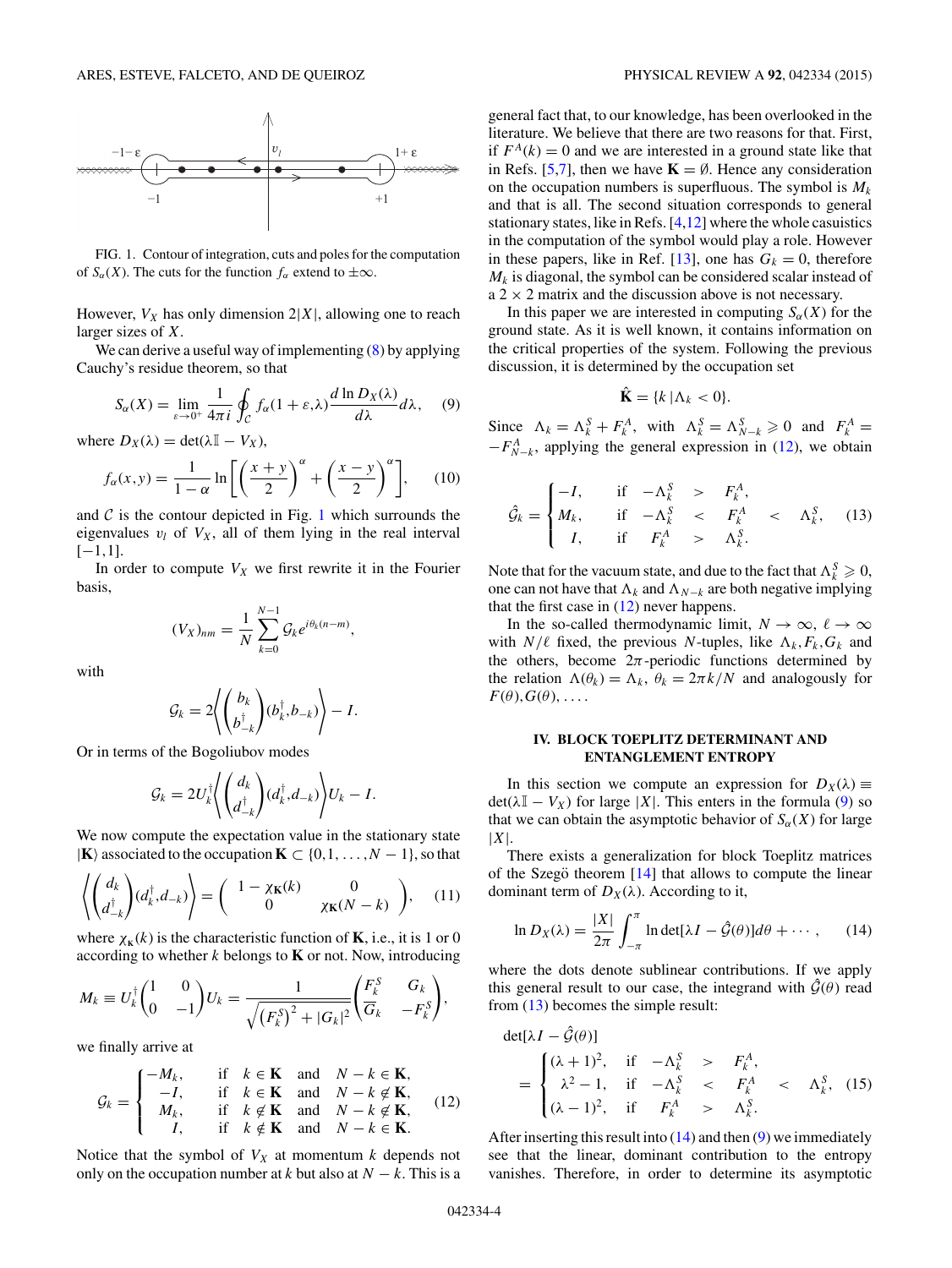FIG. 1. Contour of integration, cuts and poles for the computation of $S_\alpha(X)$. The cuts for the function $f_\alpha$ extend to $\pm\infty$.

However, $V_X$ has only dimension $2|X|$, allowing one to reach larger sizes of $X$.

We can derive a useful way of implementing (8) by applying Cauchy's residue theorem, so that

$$S_\alpha(X) = \lim_{\varepsilon\to 0^+} \frac{1}{4\pi i} \oint_{\mathcal{C}} f_\alpha(1+\varepsilon,\lambda) \frac{d \ln D_X(\lambda)}{d\lambda} d\lambda, \quad (9)$$

where $D_X(\lambda) = \det(\lambda\mathbb{I} - V_X)$,

$$f_\alpha(x,y) = \frac{1}{1-\alpha} \ln\left[\left(\frac{x+y}{2}\right)^\alpha + \left(\frac{x-y}{2}\right)^\alpha\right], \quad (10)$$

and $\mathcal{C}$ is the contour depicted in Fig. 1 which surrounds the eigenvalues $v_l$ of $V_X$, all of them lying in the real interval $[-1,1]$.

In order to compute $V_X$ we first rewrite it in the Fourier basis,

$$(V_X)_{nm} = \frac{1}{N} \sum_{k=0}^{N-1} \mathcal{G}_k e^{i\theta_k(n-m)},$$

with

$$\mathcal{G}_k = 2\left\langle \begin{pmatrix} b_k \\ b_{-k}^\dagger \end{pmatrix} (b_k^\dagger, b_{-k}) \right\rangle - I.$$

Or in terms of the Bogoliubov modes

$$\mathcal{G}_k = 2U_k^\dagger \left\langle \begin{pmatrix} d_k \\ d_{-k}^\dagger \end{pmatrix} (d_k^\dagger, d_{-k}) \right\rangle U_k - I.$$

We now compute the expectation value in the stationary state $|\mathbf{K}\rangle$ associated to the occupation $\mathbf{K} \subset \{0,1,\ldots,N-1\}$, so that

$$\left\langle \begin{pmatrix} d_k \\ d_{-k}^\dagger \end{pmatrix} (d_k^\dagger, d_{-k}) \right\rangle = \begin{pmatrix} 1-\chi_{\mathbf{K}}(k) & 0 \\ 0 & \chi_{\mathbf{K}}(N-k) \end{pmatrix}, \quad (11)$$

where $\chi_{\mathbf{K}}(k)$ is the characteristic function of $\mathbf{K}$, i.e., it is 1 or 0 according to whether $k$ belongs to $\mathbf{K}$ or not. Now, introducing

$$M_k \equiv U_k^\dagger \begin{pmatrix} 1 & 0 \\ 0 & -1 \end{pmatrix} U_k = \frac{1}{\sqrt{\left(F_k^S\right)^2 + |G_k|^2}} \begin{pmatrix} F_k^S & G_k \\ \overline{G}_k & -F_k^S \end{pmatrix},$$

we finally arrive at

$$\mathcal{G}_k = \begin{cases} -M_k, & \text{if} \quad k \in \mathbf{K} \quad \text{and} \quad N-k \in \mathbf{K}, \\ -I, & \text{if} \quad k \in \mathbf{K} \quad \text{and} \quad N-k \notin \mathbf{K}, \\ M_k, & \text{if} \quad k \notin \mathbf{K} \quad \text{and} \quad N-k \notin \mathbf{K}, \\ I, & \text{if} \quad k \notin \mathbf{K} \quad \text{and} \quad N-k \in \mathbf{K}. \end{cases} \quad (12)$$

Notice that the symbol of $V_X$ at momentum $k$ depends not only on the occupation number at $k$ but also at $N-k$. This is a general fact that, to our knowledge, has been overlooked in the literature. We believe that there are two reasons for that. First, if $F^A(k) = 0$ and we are interested in a ground state like that in Refs. [5,7], then we have $\mathbf{K} = \emptyset$. Hence any consideration on the occupation numbers is superfluous. The symbol is $M_k$ and that is all. The second situation corresponds to general stationary states, like in Refs. [4,12] where the whole casuistics in the computation of the symbol would play a role. However in these papers, like in Ref. [13], one has $G_k = 0$, therefore $M_k$ is diagonal, the symbol can be considered scalar instead of a $2\times 2$ matrix and the discussion above is not necessary.

In this paper we are interested in computing $S_\alpha(X)$ for the ground state. As it is well known, it contains information on the critical properties of the system. Following the previous discussion, it is determined by the occupation set

$$\hat{\mathbf{K}} = \{k \,|\, \Lambda_k < 0\}.$$

Since $\Lambda_k = \Lambda_k^S + F_k^A$, with $\Lambda_k^S = \Lambda_{N-k}^S \geqslant 0$ and $F_k^A = -F_{N-k}^A$, applying the general expression in (12), we obtain

$$\hat{\mathcal{G}}_k = \begin{cases} -I, & \text{if} \quad -\Lambda_k^S \quad > \quad F_k^A, \\ M_k, & \text{if} \quad -\Lambda_k^S \quad < \quad F_k^A \quad < \quad \Lambda_k^S, \\ I, & \text{if} \quad F_k^A \quad > \quad \Lambda_k^S. \end{cases} \quad (13)$$

Note that for the vacuum state, and due to the fact that $\Lambda_k^S \geqslant 0$, one can not have that $\Lambda_k$ and $\Lambda_{N-k}$ are both negative implying that the first case in (12) never happens.

In the so-called thermodynamic limit, $N\to\infty$, $\ell\to\infty$ with $N/\ell$ fixed, the previous $N$-tuples, like $\Lambda_k, F_k, G_k$ and the others, become $2\pi$-periodic functions determined by the relation $\Lambda(\theta_k) = \Lambda_k$, $\theta_k = 2\pi k/N$ and analogously for $F(\theta), G(\theta), \ldots$.

## IV. BLOCK TOEPLITZ DETERMINANT AND ENTANGLEMENT ENTROPY

In this section we compute an expression for $D_X(\lambda) \equiv \det(\lambda\mathbb{I} - V_X)$ for large $|X|$. This enters in the formula (9) so that we can obtain the asymptotic behavior of $S_\alpha(X)$ for large $|X|$.

There exists a generalization for block Toeplitz matrices of the Szegö theorem [14] that allows to compute the linear dominant term of $D_X(\lambda)$. According to it,

$$\ln D_X(\lambda) = \frac{|X|}{2\pi} \int_{-\pi}^{\pi} \ln\det[\lambda I - \hat{\mathcal{G}}(\theta)] d\theta + \cdots, \quad (14)$$

where the dots denote sublinear contributions. If we apply this general result to our case, the integrand with $\hat{\mathcal{G}}(\theta)$ read from (13) becomes the simple result:

$$\det[\lambda I - \hat{\mathcal{G}}(\theta)] = \begin{cases} (\lambda+1)^2, & \text{if} \quad -\Lambda_k^S \quad > \quad F_k^A, \\ \lambda^2 - 1, & \text{if} \quad -\Lambda_k^S \quad < \quad F_k^A \quad < \quad \Lambda_k^S, \\ (\lambda-1)^2, & \text{if} \quad F_k^A \quad > \quad \Lambda_k^S. \end{cases} \quad (15)$$

After inserting this result into (14) and then (9) we immediately see that the linear, dominant contribution to the entropy vanishes. Therefore, in order to determine its asymptotic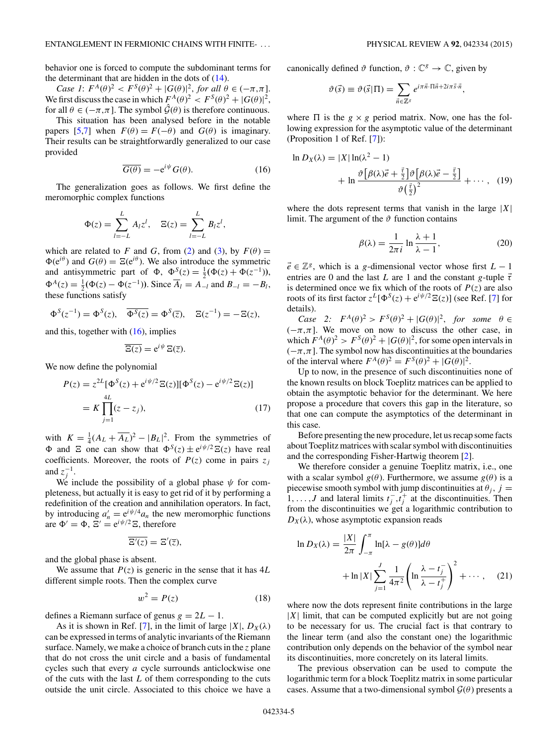behavior one is forced to compute the subdominant terms for the determinant that are hidden in the dots of (14).

*Case 1*: $F^A(\theta)^2 < F^S(\theta)^2 + |G(\theta)|^2$, *for all* $\theta \in (-\pi,\pi]$. We first discuss the case in which $F^A(\theta)^2 < F^S(\theta)^2 + |G(\theta)|^2$, for all $\theta \in (-\pi,\pi]$. The symbol $\hat{\mathcal{G}}(\theta)$ is therefore continuous.

This situation has been analysed before in the notable papers [5,7] when $F(\theta) = F(-\theta)$ and $G(\theta)$ is imaginary. Their results can be straightforwardly generalized to our case provided

$$\overline{G(\theta)} = -e^{i\psi} G(\theta). \tag{16}$$

The generalization goes as follows. We first define the meromorphic complex functions

$$\Phi(z) = \sum_{l=-L}^{L} A_l z^l, \quad \Xi(z) = \sum_{l=-L}^{L} B_l z^l,$$

which are related to $F$ and $G$, from (2) and (3), by $F(\theta) = \Phi(e^{i\theta})$ and $G(\theta) = \Xi(e^{i\theta})$. We also introduce the symmetric and antisymmetric part of $\Phi$, $\Phi^S(z) = \frac{1}{2}(\Phi(z) + \Phi(z^{-1}))$, $\Phi^A(z) = \frac{1}{2}(\Phi(z) - \Phi(z^{-1}))$. Since $\overline{A}_l = A_{-l}$ and $B_{-l} = -B_l$, these functions satisfy

$$\Phi^S(z^{-1}) = \Phi^S(z), \quad \overline{\Phi^S(z)} = \Phi^S(\overline{z}), \quad \Xi(z^{-1}) = -\Xi(z),$$

and this, together with (16), implies

$$\overline{\Xi(z)} = e^{i\psi}\, \Xi(\overline{z}).$$

We now define the polynomial

$$\begin{aligned} P(z) &= z^{2L}[\Phi^S(z) + e^{i\psi/2}\Xi(z)][\Phi^S(z) - e^{i\psi/2}\Xi(z)] \\ &= K \prod_{j=1}^{4L}(z - z_j), \end{aligned} \tag{17}$$

with $K = \frac{1}{4}(A_L + \overline{A_L})^2 - |B_L|^2$. From the symmetries of $\Phi$ and $\Xi$ one can show that $\Phi^S(z) \pm e^{i\psi/2}\Xi(z)$ have real coefficients. Moreover, the roots of $P(z)$ come in pairs $z_j$ and $z_j^{-1}$.

We include the possibility of a global phase $\psi$ for completeness, but actually it is easy to get rid of it by performing a redefinition of the creation and annihilation operators. In fact, by introducing $a_n' = e^{i\psi/4}a_n$ the new meromorphic functions are $\Phi' = \Phi$, $\Xi' = e^{i\psi/2}\Xi$, therefore

$$\overline{\Xi'(z)} = \Xi'(\overline{z}),$$

and the global phase is absent.

We assume that $P(z)$ is generic in the sense that it has $4L$ different simple roots. Then the complex curve

$$w^2 = P(z) \tag{18}$$

defines a Riemann surface of genus $g = 2L - 1$.

As it is shown in Ref. [7], in the limit of large $|X|$, $D_X(\lambda)$ can be expressed in terms of analytic invariants of the Riemann surface. Namely, we make a choice of branch cuts in the $z$ plane that do not cross the unit circle and a basis of fundamental cycles such that every $a$ cycle surrounds anticlockwise one of the cuts with the last $L$ of them corresponding to the cuts outside the unit circle. Associated to this choice we have a canonically defined $\vartheta$ function, $\vartheta : \mathbb{C}^g \to \mathbb{C}$, given by

$$\vartheta(\vec{s}) \equiv \vartheta(\vec{s}|\Pi) = \sum_{\vec{n}\in\mathbb{Z}^g} e^{i\pi\vec{n}\cdot\Pi\vec{n} + 2i\pi\vec{s}\cdot\vec{n}},$$

where $\Pi$ is the $g \times g$ period matrix. Now, one has the following expression for the asymptotic value of the determinant (Proposition 1 of Ref. [7]):

$$\begin{aligned} \ln D_X(\lambda) = |X|\ln(\lambda^2 - 1) \\ + \ln \frac{\vartheta\left[\beta(\lambda)\vec{e} + \frac{\vec{\tau}}{2}\right]\vartheta\left[\beta(\lambda)\vec{e} - \frac{\vec{\tau}}{2}\right]}{\vartheta\left(\frac{\vec{\tau}}{2}\right)^2} + \cdots, \end{aligned} \tag{19}$$

where the dots represent terms that vanish in the large $|X|$ limit. The argument of the $\vartheta$ function contains

$$\beta(\lambda) = \frac{1}{2\pi i}\ln\frac{\lambda + 1}{\lambda - 1}, \tag{20}$$

$\vec{e} \in \mathbb{Z}^g$, which is a $g$-dimensional vector whose first $L - 1$ entries are 0 and the last $L$ are 1 and the constant $g$-tuple $\vec{\tau}$ is determined once we fix which of the roots of $P(z)$ are also roots of its first factor $z^L[\Phi^S(z) + e^{i\psi/2}\Xi(z)]$ (see Ref. [7] for details).

*Case 2*: $F^A(\theta)^2 > F^S(\theta)^2 + |G(\theta)|^2$, *for some* $\theta \in (-\pi,\pi]$. We move on now to discuss the other case, in which $F^A(\theta)^2 > F^S(\theta)^2 + |G(\theta)|^2$, for some open intervals in $(-\pi,\pi]$. The symbol now has discontinuities at the boundaries of the interval where $F^A(\theta)^2 = F^S(\theta)^2 + |G(\theta)|^2$.

Up to now, in the presence of such discontinuities none of the known results on block Toeplitz matrices can be applied to obtain the asymptotic behavior for the determinant. We here propose a procedure that covers this gap in the literature, so that one can compute the asymptotics of the determinant in this case.

Before presenting the new procedure, let us recap some facts about Toeplitz matrices with scalar symbol with discontinuities and the corresponding Fisher-Hartwig theorem [2].

We therefore consider a genuine Toeplitz matrix, i.e., one with a scalar symbol $g(\theta)$. Furthermore, we assume $g(\theta)$ is a piecewise smooth symbol with jump discontinuities at $\theta_j$, $j = 1,\ldots,J$ and lateral limits $t_j^-, t_j^+$ at the discontinuities. Then from the discontinuities we get a logarithmic contribution to $D_X(\lambda)$, whose asymptotic expansion reads

$$\begin{aligned} \ln D_X(\lambda) = \frac{|X|}{2\pi}\int_{-\pi}^{\pi}\ln[\lambda - g(\theta)]d\theta \\ + \ln|X|\sum_{j=1}^{J}\frac{1}{4\pi^2}\left(\ln\frac{\lambda - t_j^-}{\lambda - t_j^+}\right)^2 + \cdots, \end{aligned} \tag{21}$$

where now the dots represent finite contributions in the large $|X|$ limit, that can be computed explicitly but are not going to be necessary for us. The crucial fact is that contrary to the linear term (and also the constant one) the logarithmic contribution only depends on the behavior of the symbol near its discontinuities, more concretely on its lateral limits.

The previous observation can be used to compute the logarithmic term for a block Toeplitz matrix in some particular cases. Assume that a two-dimensional symbol $\mathcal{G}(\theta)$ presents a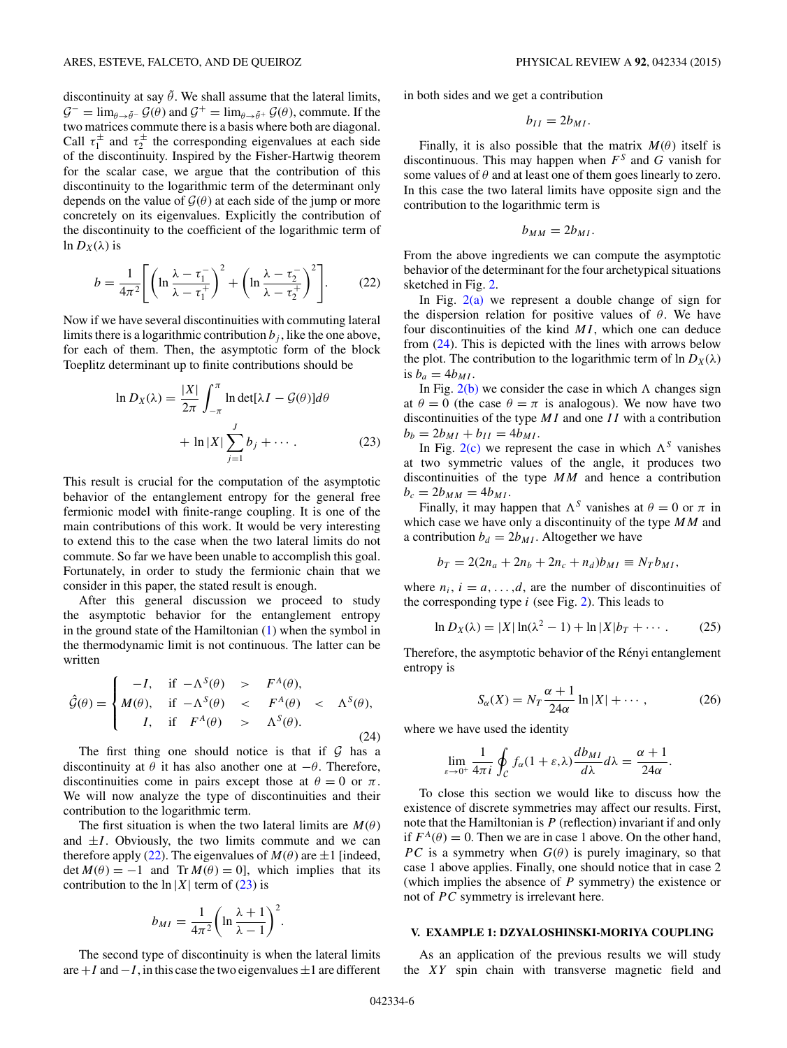discontinuity at say $\tilde{\theta}$. We shall assume that the lateral limits, $\mathcal{G}^- = \lim_{\theta\to\tilde{\theta}^-}\mathcal{G}(\theta)$ and $\mathcal{G}^+ = \lim_{\theta\to\tilde{\theta}^+}\mathcal{G}(\theta)$, commute. If the two matrices commute there is a basis where both are diagonal. Call $\tau_1^\pm$ and $\tau_2^\pm$ the corresponding eigenvalues at each side of the discontinuity. Inspired by the Fisher-Hartwig theorem for the scalar case, we argue that the contribution of this discontinuity to the logarithmic term of the determinant only depends on the value of $\mathcal{G}(\theta)$ at each side of the jump or more concretely on its eigenvalues. Explicitly the contribution of the discontinuity to the coefficient of the logarithmic term of $\ln D_X(\lambda)$ is

$$b = \frac{1}{4\pi^2}\left[\left(\ln\frac{\lambda-\tau_1^-}{\lambda-\tau_1^+}\right)^2 + \left(\ln\frac{\lambda-\tau_2^-}{\lambda-\tau_2^+}\right)^2\right]. \tag{22}$$

Now if we have several discontinuities with commuting lateral limits there is a logarithmic contribution $b_j$, like the one above, for each of them. Then, the asymptotic form of the block Toeplitz determinant up to finite contributions should be

$$\ln D_X(\lambda) = \frac{|X|}{2\pi}\int_{-\pi}^{\pi}\ln\det[\lambda I - \mathcal{G}(\theta)]d\theta + \ln|X|\sum_{j=1}^{J} b_j + \cdots. \tag{23}$$

This result is crucial for the computation of the asymptotic behavior of the entanglement entropy for the general free fermionic model with finite-range coupling. It is one of the main contributions of this work. It would be very interesting to extend this to the case when the two lateral limits do not commute. So far we have been unable to accomplish this goal. Fortunately, in order to study the fermionic chain that we consider in this paper, the stated result is enough.

After this general discussion we proceed to study the asymptotic behavior for the entanglement entropy in the ground state of the Hamiltonian (1) when the symbol in the thermodynamic limit is not continuous. The latter can be written

$$\hat{\mathcal{G}}(\theta) = \begin{cases} -I, & \text{if } -\Lambda^S(\theta) > F^A(\theta), \\ M(\theta), & \text{if } -\Lambda^S(\theta) < F^A(\theta) < \Lambda^S(\theta), \\ I, & \text{if } F^A(\theta) > \Lambda^S(\theta). \end{cases} \tag{24}$$

The first thing one should notice is that if $\mathcal{G}$ has a discontinuity at $\theta$ it has also another one at $-\theta$. Therefore, discontinuities come in pairs except those at $\theta = 0$ or $\pi$. We will now analyze the type of discontinuities and their contribution to the logarithmic term.

The first situation is when the two lateral limits are $M(\theta)$ and $\pm I$. Obviously, the two limits commute and we can therefore apply (22). The eigenvalues of $M(\theta)$ are $\pm 1$ [indeed, $\det M(\theta) = -1$ and $\operatorname{Tr} M(\theta) = 0$], which implies that its contribution to the $\ln|X|$ term of (23) is

$$b_{MI} = \frac{1}{4\pi^2}\left(\ln\frac{\lambda+1}{\lambda-1}\right)^2.$$

The second type of discontinuity is when the lateral limits are $+I$ and $-I$, in this case the two eigenvalues $\pm 1$ are different in both sides and we get a contribution

$$b_{II} = 2b_{MI}.$$

Finally, it is also possible that the matrix $M(\theta)$ itself is discontinuous. This may happen when $F^S$ and $G$ vanish for some values of $\theta$ and at least one of them goes linearly to zero. In this case the two lateral limits have opposite sign and the contribution to the logarithmic term is

$$b_{MM} = 2b_{MI}.$$

From the above ingredients we can compute the asymptotic behavior of the determinant for the four archetypical situations sketched in Fig. 2.

In Fig. 2(a) we represent a double change of sign for the dispersion relation for positive values of $\theta$. We have four discontinuities of the kind $MI$, which one can deduce from (24). This is depicted with the lines with arrows below the plot. The contribution to the logarithmic term of $\ln D_X(\lambda)$ is $b_a = 4b_{MI}$.

In Fig. 2(b) we consider the case in which $\Lambda$ changes sign at $\theta = 0$ (the case $\theta = \pi$ is analogous). We now have two discontinuities of the type $MI$ and one $II$ with a contribution $b_b = 2b_{MI} + b_{II} = 4b_{MI}$.

In Fig. 2(c) we represent the case in which $\Lambda^S$ vanishes at two symmetric values of the angle, it produces two discontinuities of the type $MM$ and hence a contribution $b_c = 2b_{MM} = 4b_{MI}$.

Finally, it may happen that $\Lambda^S$ vanishes at $\theta = 0$ or $\pi$ in which case we have only a discontinuity of the type $MM$ and a contribution $b_d = 2b_{MI}$. Altogether we have

$$b_T = 2(2n_a + 2n_b + 2n_c + n_d)b_{MI} \equiv N_T b_{MI},$$

where $n_i$, $i = a,\ldots,d$, are the number of discontinuities of the corresponding type $i$ (see Fig. 2). This leads to

$$\ln D_X(\lambda) = |X|\ln(\lambda^2-1) + \ln|X| b_T + \cdots. \tag{25}$$

Therefore, the asymptotic behavior of the Rényi entanglement entropy is

$$S_\alpha(X) = N_T\frac{\alpha+1}{24\alpha}\ln|X| + \cdots, \tag{26}$$

where we have used the identity

$$\lim_{\varepsilon\to 0^+}\frac{1}{4\pi i}\oint_C f_\alpha(1+\varepsilon,\lambda)\frac{db_{MI}}{d\lambda}d\lambda = \frac{\alpha+1}{24\alpha}.$$

To close this section we would like to discuss how the existence of discrete symmetries may affect our results. First, note that the Hamiltonian is $P$ (reflection) invariant if and only if $F^A(\theta) = 0$. Then we are in case 1 above. On the other hand, $PC$ is a symmetry when $G(\theta)$ is purely imaginary, so that case 1 above applies. Finally, one should notice that in case 2 (which implies the absence of $P$ symmetry) the existence or not of $PC$ symmetry is irrelevant here.

## V. EXAMPLE 1: DZYALOSHINSKI-MORIYA COUPLING

As an application of the previous results we will study the $XY$ spin chain with transverse magnetic field and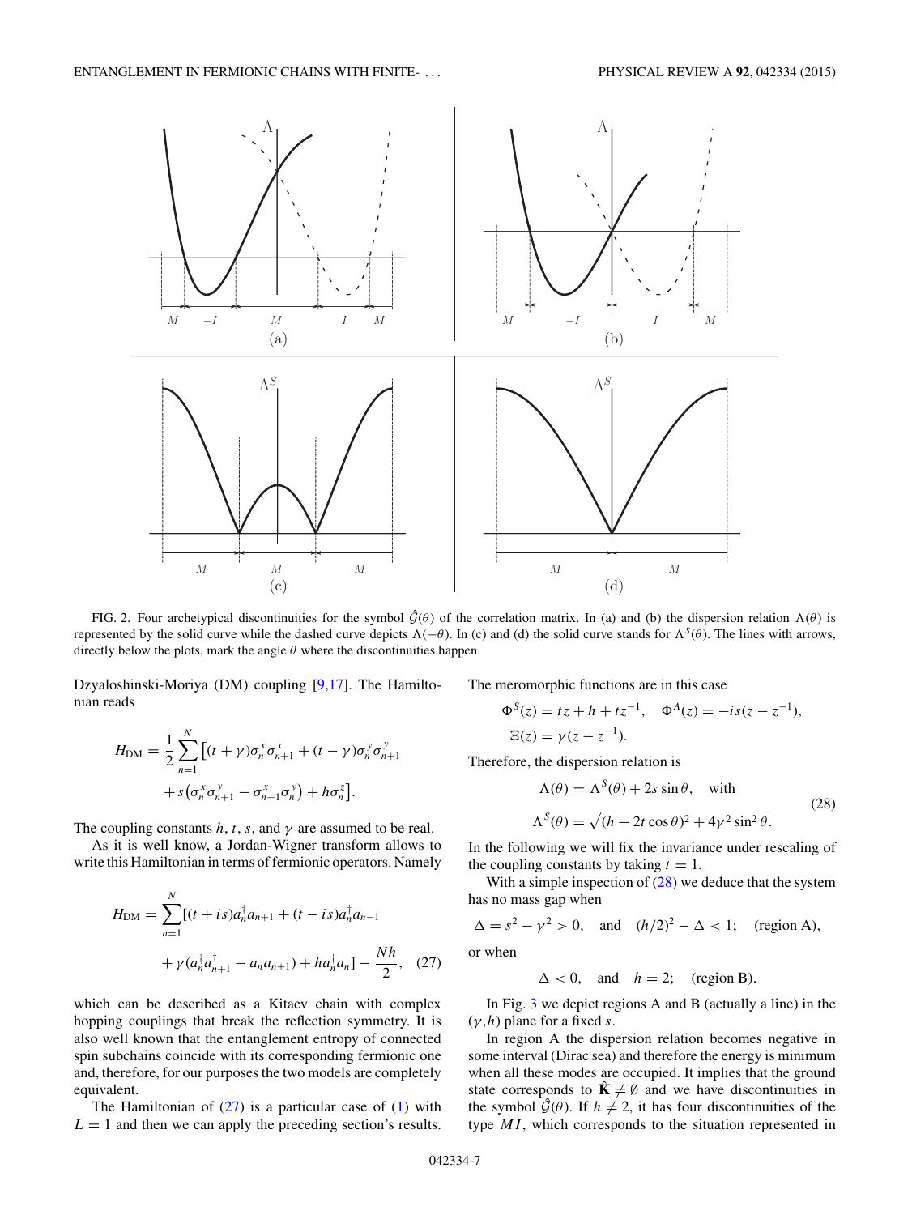FIG. 2. Four archetypical discontinuities for the symbol $\hat{\mathcal{G}}(\theta)$ of the correlation matrix. In (a) and (b) the dispersion relation $\Lambda(\theta)$ is represented by the solid curve while the dashed curve depicts $\Lambda(-\theta)$. In (c) and (d) the solid curve stands for $\Lambda^S(\theta)$. The lines with arrows, directly below the plots, mark the angle $\theta$ where the discontinuities happen.

Dzyaloshinski-Moriya (DM) coupling [9,17]. The Hamiltonian reads

$$H_{\rm DM} = \frac{1}{2}\sum_{n=1}^{N}\big[(t+\gamma)\sigma_n^x\sigma_{n+1}^x + (t-\gamma)\sigma_n^y\sigma_{n+1}^y + s\big(\sigma_n^x\sigma_{n+1}^y - \sigma_{n+1}^x\sigma_n^y\big) + h\sigma_n^z\big].$$

The coupling constants $h$, $t$, $s$, and $\gamma$ are assumed to be real.

As it is well know, a Jordan-Wigner transform allows to write this Hamiltonian in terms of fermionic operators. Namely

$$H_{\rm DM} = \sum_{n=1}^{N}[(t+is)a_n^\dagger a_{n+1} + (t-is)a_n^\dagger a_{n-1} + \gamma(a_n^\dagger a_{n+1}^\dagger - a_n a_{n+1}) + h a_n^\dagger a_n] - \frac{Nh}{2}, \quad (27)$$

which can be described as a Kitaev chain with complex hopping couplings that break the reflection symmetry. It is also well known that the entanglement entropy of connected spin subchains coincide with its corresponding fermionic one and, therefore, for our purposes the two models are completely equivalent.

The Hamiltonian of (27) is a particular case of (1) with $L = 1$ and then we can apply the preceding section's results. The meromorphic functions are in this case

$$\Phi^S(z) = tz + h + tz^{-1}, \quad \Phi^A(z) = -is(z - z^{-1}),$$
$$\Xi(z) = \gamma(z - z^{-1}).$$

Therefore, the dispersion relation is

$$\Lambda(\theta) = \Lambda^S(\theta) + 2s\sin\theta, \quad \text{with}$$
$$\Lambda^S(\theta) = \sqrt{(h + 2t\cos\theta)^2 + 4\gamma^2\sin^2\theta}. \quad (28)$$

In the following we will fix the invariance under rescaling of the coupling constants by taking $t = 1$.

With a simple inspection of (28) we deduce that the system has no mass gap when

$$\Delta = s^2 - \gamma^2 > 0, \quad \text{and} \quad (h/2)^2 - \Delta < 1; \quad \text{(region A)},$$

or when

$$\Delta < 0, \quad \text{and} \quad h = 2; \quad \text{(region B)}.$$

In Fig. 3 we depict regions A and B (actually a line) in the $(\gamma, h)$ plane for a fixed $s$.

In region A the dispersion relation becomes negative in some interval (Dirac sea) and therefore the energy is minimum when all these modes are occupied. It implies that the ground state corresponds to $\hat{\mathbf{K}} \neq \emptyset$ and we have discontinuities in the symbol $\hat{\mathcal{G}}(\theta)$. If $h \neq 2$, it has four discontinuities of the type $MI$, which corresponds to the situation represented in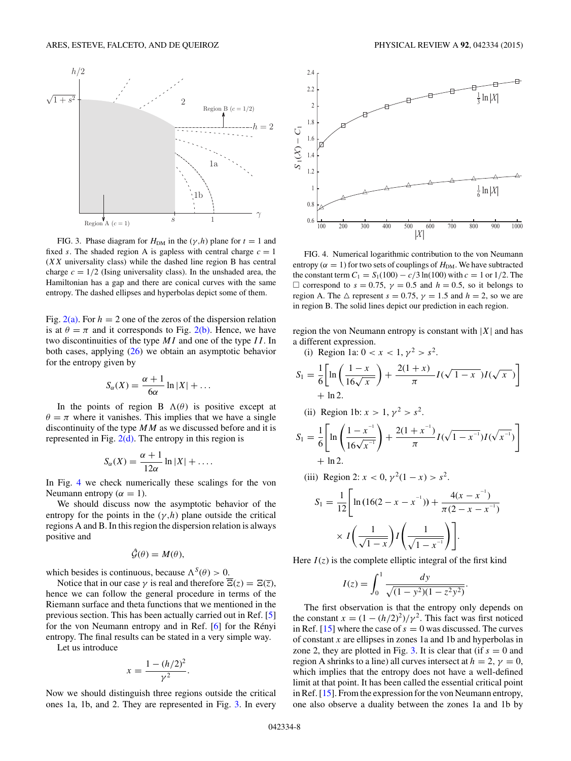FIG. 3. Phase diagram for $H_{\rm DM}$ in the $(\gamma,h)$ plane for $t=1$ and fixed $s$. The shaded region A is gapless with central charge $c=1$ ($XX$ universality class) while the dashed line region B has central charge $c=1/2$ (Ising universality class). In the unshaded area, the Hamiltonian has a gap and there are conical curves with the same entropy. The dashed ellipses and hyperbolas depict some of them.

Fig. 2(a). For $h=2$ one of the zeros of the dispersion relation is at $\theta=\pi$ and it corresponds to Fig. 2(b). Hence, we have two discontinuities of the type $MI$ and one of the type $II$. In both cases, applying (26) we obtain an asymptotic behavior for the entropy given by

$$S_\alpha(X)=\frac{\alpha+1}{6\alpha}\ln|X|+\dots$$

In the points of region B $\Lambda(\theta)$ is positive except at $\theta=\pi$ where it vanishes. This implies that we have a single discontinuity of the type $MM$ as we discussed before and it is represented in Fig. 2(d). The entropy in this region is

$$S_\alpha(X)=\frac{\alpha+1}{12\alpha}\ln|X|+\dots.$$

In Fig. 4 we check numerically these scalings for the von Neumann entropy ($\alpha=1$).

We should discuss now the asymptotic behavior of the entropy for the points in the $(\gamma,h)$ plane outside the critical regions A and B. In this region the dispersion relation is always positive and

$$\hat{\mathcal{G}}(\theta)=M(\theta),$$

which besides is continuous, because $\Lambda^S(\theta)>0$.

Notice that in our case $\gamma$ is real and therefore $\overline{\Xi}(z)=\Xi(\overline{z})$, hence we can follow the general procedure in terms of the Riemann surface and theta functions that we mentioned in the previous section. This has been actually carried out in Ref. [5] for the von Neumann entropy and in Ref. [6] for the Rényi entropy. The final results can be stated in a very simple way.

Let us introduce

$$x=\frac{1-(h/2)^2}{\gamma^2}.$$

Now we should distinguish three regions outside the critical ones 1a, 1b, and 2. They are represented in Fig. 3. In every region the von Neumann entropy is constant with $|X|$ and has a different expression.

FIG. 4. Numerical logarithmic contribution to the von Neumann entropy ($\alpha=1$) for two sets of couplings of $H_{\rm DM}$. We have subtracted the constant term $C_1=S_1(100)-c/3\ln(100)$ with $c=1$ or $1/2$. The $\square$ correspond to $s=0.75$, $\gamma=0.5$ and $h=0.5$, so it belongs to region A. The $\triangle$ represent $s=0.75$, $\gamma=1.5$ and $h=2$, so we are in region B. The solid lines depict our prediction in each region.

(i) Region 1a: $0<x<1$, $\gamma^2>s^2$.

$$S_1=\frac{1}{6}\left[\ln\left(\frac{1-x}{16\sqrt{x}}\right)+\frac{2(1+x)}{\pi}I(\sqrt{1-x})I(\sqrt{x})\right]+\ln 2.$$

(ii) Region 1b: $x>1$, $\gamma^2>s^2$.

$$S_1=\frac{1}{6}\left[\ln\left(\frac{1-x^{-1}}{16\sqrt{x^{-1}}}\right)+\frac{2(1+x^{-1})}{\pi}I(\sqrt{1-x^{-1}})I(\sqrt{x^{-1}})\right]+\ln 2.$$

(iii) Region 2: $x<0$, $\gamma^2(1-x)>s^2$.

$$S_1=\frac{1}{12}\left[\ln\left(16(2-x-x^{-1})\right)+\frac{4(x-x^{-1})}{\pi(2-x-x^{-1})}\times I\left(\frac{1}{\sqrt{1-x}}\right)I\left(\frac{1}{\sqrt{1-x^{-1}}}\right)\right].$$

Here $I(z)$ is the complete elliptic integral of the first kind

$$I(z)=\int_0^1\frac{dy}{\sqrt{(1-y^2)(1-z^2y^2)}}.$$

The first observation is that the entropy only depends on the constant $x=(1-(h/2)^2)/\gamma^2$. This fact was first noticed in Ref. [15] where the case of $s=0$ was discussed. The curves of constant $x$ are ellipses in zones 1a and 1b and hyperbolas in zone 2, they are plotted in Fig. 3. It is clear that (if $s=0$ and region A shrinks to a line) all curves intersect at $h=2$, $\gamma=0$, which implies that the entropy does not have a well-defined limit at that point. It has been called the essential critical point in Ref. [15]. From the expression for the von Neumann entropy, one also observe a duality between the zones 1a and 1b by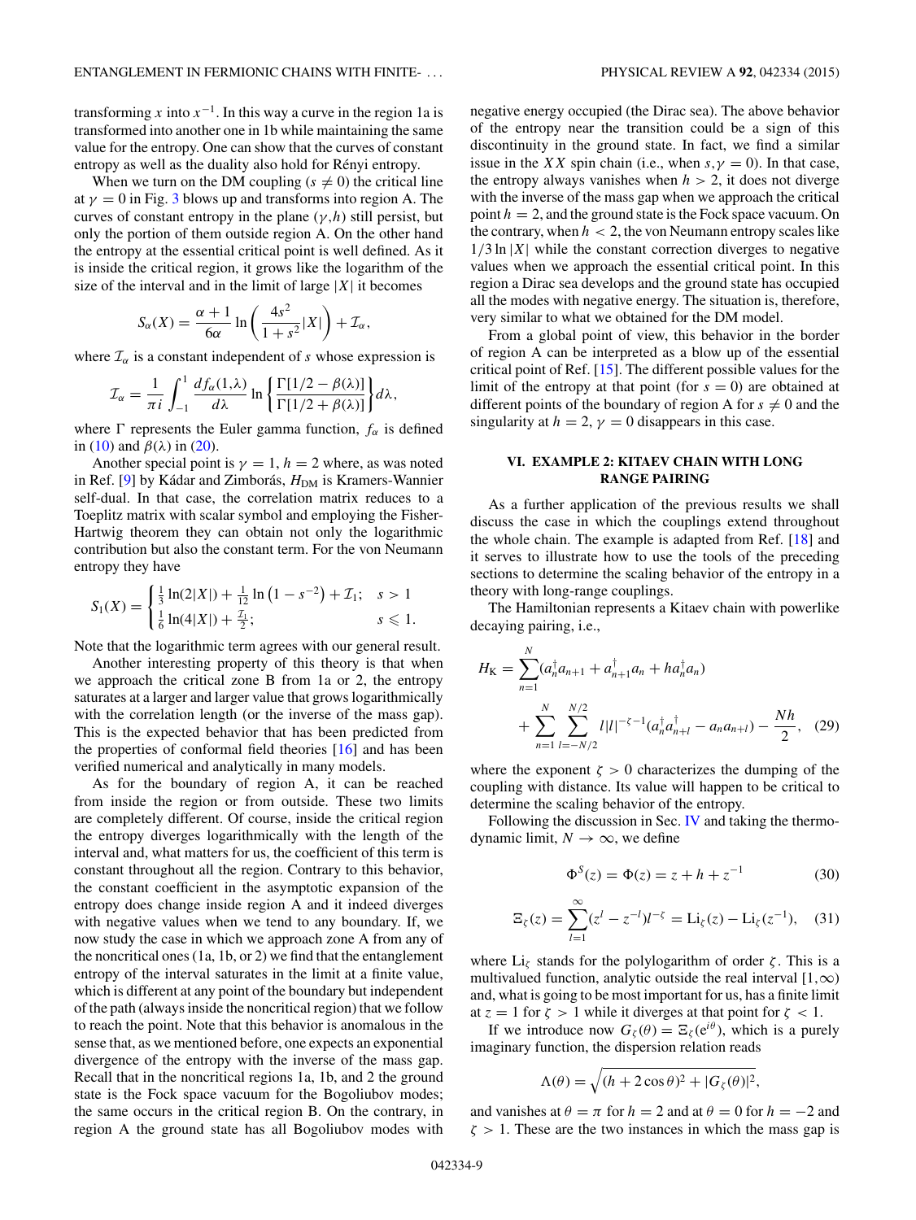transforming $x$ into $x^{-1}$. In this way a curve in the region 1a is transformed into another one in 1b while maintaining the same value for the entropy. One can show that the curves of constant entropy as well as the duality also hold for Rényi entropy.

When we turn on the DM coupling ($s \neq 0$) the critical line at $\gamma = 0$ in Fig. 3 blows up and transforms into region A. The curves of constant entropy in the plane $(\gamma, h)$ still persist, but only the portion of them outside region A. On the other hand the entropy at the essential critical point is well defined. As it is inside the critical region, it grows like the logarithm of the size of the interval and in the limit of large $|X|$ it becomes

$$S_\alpha(X) = \frac{\alpha+1}{6\alpha} \ln\left(\frac{4s^2}{1+s^2}|X|\right) + \mathcal{I}_\alpha,$$

where $\mathcal{I}_\alpha$ is a constant independent of $s$ whose expression is

$$\mathcal{I}_\alpha = \frac{1}{\pi i}\int_{-1}^{1} \frac{df_\alpha(1,\lambda)}{d\lambda} \ln\left\{\frac{\Gamma[1/2-\beta(\lambda)]}{\Gamma[1/2+\beta(\lambda)]}\right\} d\lambda,$$

where $\Gamma$ represents the Euler gamma function, $f_\alpha$ is defined in (10) and $\beta(\lambda)$ in (20).

Another special point is $\gamma = 1$, $h = 2$ where, as was noted in Ref. [9] by Kádar and Zimborás, $H_{\rm DM}$ is Kramers-Wannier self-dual. In that case, the correlation matrix reduces to a Toeplitz matrix with scalar symbol and employing the Fisher-Hartwig theorem they can obtain not only the logarithmic contribution but also the constant term. For the von Neumann entropy they have

$$S_1(X) = \begin{cases} \frac{1}{3}\ln(2|X|) + \frac{1}{12}\ln\left(1-s^{-2}\right) + \mathcal{I}_1; & s > 1 \\ \frac{1}{6}\ln(4|X|) + \frac{\mathcal{I}_1}{2}; & s \leqslant 1. \end{cases}$$

Note that the logarithmic term agrees with our general result.

Another interesting property of this theory is that when we approach the critical zone B from 1a or 2, the entropy saturates at a larger and larger value that grows logarithmically with the correlation length (or the inverse of the mass gap). This is the expected behavior that has been predicted from the properties of conformal field theories [16] and has been verified numerical and analytically in many models.

As for the boundary of region A, it can be reached from inside the region or from outside. These two limits are completely different. Of course, inside the critical region the entropy diverges logarithmically with the length of the interval and, what matters for us, the coefficient of this term is constant throughout all the region. Contrary to this behavior, the constant coefficient in the asymptotic expansion of the entropy does change inside region A and it indeed diverges with negative values when we tend to any boundary. If, we now study the case in which we approach zone A from any of the noncritical ones (1a, 1b, or 2) we find that the entanglement entropy of the interval saturates in the limit at a finite value, which is different at any point of the boundary but independent of the path (always inside the noncritical region) that we follow to reach the point. Note that this behavior is anomalous in the sense that, as we mentioned before, one expects an exponential divergence of the entropy with the inverse of the mass gap. Recall that in the noncritical regions 1a, 1b, and 2 the ground state is the Fock space vacuum for the Bogoliubov modes; the same occurs in the critical region B. On the contrary, in region A the ground state has all Bogoliubov modes with negative energy occupied (the Dirac sea). The above behavior of the entropy near the transition could be a sign of this discontinuity in the ground state. In fact, we find a similar issue in the $XX$ spin chain (i.e., when $s, \gamma = 0$). In that case, the entropy always vanishes when $h > 2$, it does not diverge with the inverse of the mass gap when we approach the critical point $h = 2$, and the ground state is the Fock space vacuum. On the contrary, when $h < 2$, the von Neumann entropy scales like $1/3 \ln |X|$ while the constant correction diverges to negative values when we approach the essential critical point. In this region a Dirac sea develops and the ground state has occupied all the modes with negative energy. The situation is, therefore, very similar to what we obtained for the DM model.

From a global point of view, this behavior in the border of region A can be interpreted as a blow up of the essential critical point of Ref. [15]. The different possible values for the limit of the entropy at that point (for $s = 0$) are obtained at different points of the boundary of region A for $s \neq 0$ and the singularity at $h = 2$, $\gamma = 0$ disappears in this case.

## VI. EXAMPLE 2: KITAEV CHAIN WITH LONG RANGE PAIRING

As a further application of the previous results we shall discuss the case in which the couplings extend throughout the whole chain. The example is adapted from Ref. [18] and it serves to illustrate how to use the tools of the preceding sections to determine the scaling behavior of the entropy in a theory with long-range couplings.

The Hamiltonian represents a Kitaev chain with powerlike decaying pairing, i.e.,

$$H_{\rm K} = \sum_{n=1}^{N}(a_n^\dagger a_{n+1} + a_{n+1}^\dagger a_n + h a_n^\dagger a_n) + \sum_{n=1}^{N}\sum_{l=-N/2}^{N/2} l|l|^{-\zeta-1}(a_n^\dagger a_{n+l}^\dagger - a_n a_{n+l}) - \frac{Nh}{2}, \quad (29)$$

where the exponent $\zeta > 0$ characterizes the dumping of the coupling with distance. Its value will happen to be critical to determine the scaling behavior of the entropy.

Following the discussion in Sec. IV and taking the thermodynamic limit, $N \to \infty$, we define

$$\Phi^S(z) = \Phi(z) = z + h + z^{-1} \quad (30)$$

$$\Xi_\zeta(z) = \sum_{l=1}^{\infty}(z^l - z^{-l})l^{-\zeta} = \mathrm{Li}_\zeta(z) - \mathrm{Li}_\zeta(z^{-1}), \quad (31)$$

where $\mathrm{Li}_\zeta$ stands for the polylogarithm of order $\zeta$. This is a multivalued function, analytic outside the real interval $[1,\infty)$ and, what is going to be most important for us, has a finite limit at $z = 1$ for $\zeta > 1$ while it diverges at that point for $\zeta < 1$.

If we introduce now $G_\zeta(\theta) = \Xi_\zeta(e^{i\theta})$, which is a purely imaginary function, the dispersion relation reads

$$\Lambda(\theta) = \sqrt{(h + 2\cos\theta)^2 + |G_\zeta(\theta)|^2},$$

and vanishes at $\theta = \pi$ for $h = 2$ and at $\theta = 0$ for $h = -2$ and $\zeta > 1$. These are the two instances in which the mass gap is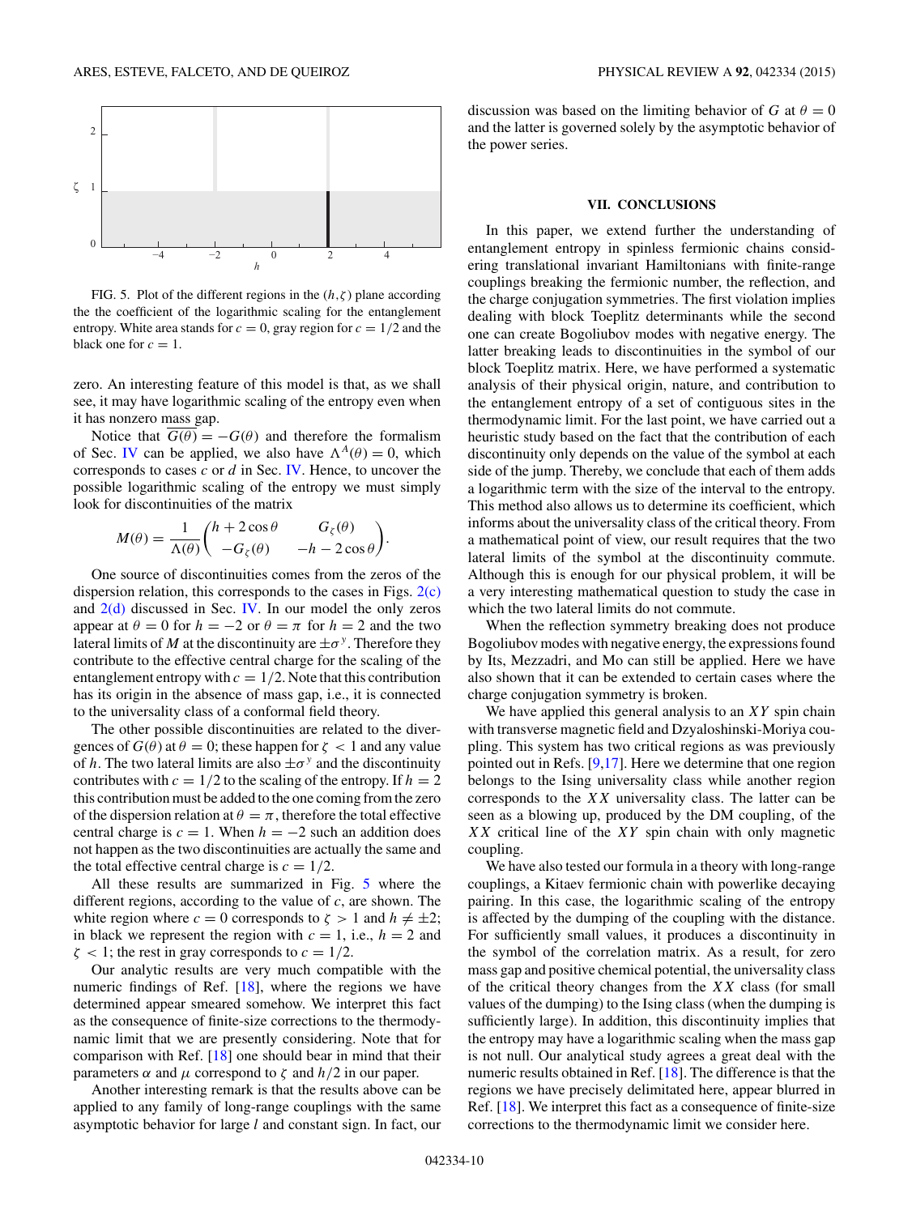FIG. 5. Plot of the different regions in the $(h,\zeta)$ plane according the the coefficient of the logarithmic scaling for the entanglement entropy. White area stands for $c = 0$, gray region for $c = 1/2$ and the black one for $c = 1$.

zero. An interesting feature of this model is that, as we shall see, it may have logarithmic scaling of the entropy even when it has nonzero mass gap.

Notice that $\overline{G(\theta)} = -G(\theta)$ and therefore the formalism of Sec. IV can be applied, we also have $\Lambda^A(\theta) = 0$, which corresponds to cases $c$ or $d$ in Sec. IV. Hence, to uncover the possible logarithmic scaling of the entropy we must simply look for discontinuities of the matrix

$$M(\theta) = \frac{1}{\Lambda(\theta)}\begin{pmatrix} h + 2\cos\theta & G_\zeta(\theta) \\ -G_\zeta(\theta) & -h - 2\cos\theta \end{pmatrix}.$$

One source of discontinuities comes from the zeros of the dispersion relation, this corresponds to the cases in Figs. 2(c) and 2(d) discussed in Sec. IV. In our model the only zeros appear at $\theta = 0$ for $h = -2$ or $\theta = \pi$ for $h = 2$ and the two lateral limits of $M$ at the discontinuity are $\pm\sigma^y$. Therefore they contribute to the effective central charge for the scaling of the entanglement entropy with $c = 1/2$. Note that this contribution has its origin in the absence of mass gap, i.e., it is connected to the universality class of a conformal field theory.

The other possible discontinuities are related to the divergences of $G(\theta)$ at $\theta = 0$; these happen for $\zeta < 1$ and any value of $h$. The two lateral limits are also $\pm\sigma^y$ and the discontinuity contributes with $c = 1/2$ to the scaling of the entropy. If $h = 2$ this contribution must be added to the one coming from the zero of the dispersion relation at $\theta = \pi$, therefore the total effective central charge is $c = 1$. When $h = -2$ such an addition does not happen as the two discontinuities are actually the same and the total effective central charge is $c = 1/2$.

All these results are summarized in Fig. 5 where the different regions, according to the value of $c$, are shown. The white region where $c = 0$ corresponds to $\zeta > 1$ and $h \neq \pm 2$; in black we represent the region with $c = 1$, i.e., $h = 2$ and $\zeta < 1$; the rest in gray corresponds to $c = 1/2$.

Our analytic results are very much compatible with the numeric findings of Ref. [18], where the regions we have determined appear smeared somehow. We interpret this fact as the consequence of finite-size corrections to the thermodynamic limit that we are presently considering. Note that for comparison with Ref. [18] one should bear in mind that their parameters $\alpha$ and $\mu$ correspond to $\zeta$ and $h/2$ in our paper.

Another interesting remark is that the results above can be applied to any family of long-range couplings with the same asymptotic behavior for large $l$ and constant sign. In fact, our discussion was based on the limiting behavior of $G$ at $\theta = 0$ and the latter is governed solely by the asymptotic behavior of the power series.

## VII. CONCLUSIONS

In this paper, we extend further the understanding of entanglement entropy in spinless fermionic chains considering translational invariant Hamiltonians with finite-range couplings breaking the fermionic number, the reflection, and the charge conjugation symmetries. The first violation implies dealing with block Toeplitz determinants while the second one can create Bogoliubov modes with negative energy. The latter breaking leads to discontinuities in the symbol of our block Toeplitz matrix. Here, we have performed a systematic analysis of their physical origin, nature, and contribution to the entanglement entropy of a set of contiguous sites in the thermodynamic limit. For the last point, we have carried out a heuristic study based on the fact that the contribution of each discontinuity only depends on the value of the symbol at each side of the jump. Thereby, we conclude that each of them adds a logarithmic term with the size of the interval to the entropy. This method also allows us to determine its coefficient, which informs about the universality class of the critical theory. From a mathematical point of view, our result requires that the two lateral limits of the symbol at the discontinuity commute. Although this is enough for our physical problem, it will be a very interesting mathematical question to study the case in which the two lateral limits do not commute.

When the reflection symmetry breaking does not produce Bogoliubov modes with negative energy, the expressions found by Its, Mezzadri, and Mo can still be applied. Here we have also shown that it can be extended to certain cases where the charge conjugation symmetry is broken.

We have applied this general analysis to an $XY$ spin chain with transverse magnetic field and Dzyaloshinski-Moriya coupling. This system has two critical regions as was previously pointed out in Refs. [9,17]. Here we determine that one region belongs to the Ising universality class while another region corresponds to the $XX$ universality class. The latter can be seen as a blowing up, produced by the DM coupling, of the $XX$ critical line of the $XY$ spin chain with only magnetic coupling.

We have also tested our formula in a theory with long-range couplings, a Kitaev fermionic chain with powerlike decaying pairing. In this case, the logarithmic scaling of the entropy is affected by the dumping of the coupling with the distance. For sufficiently small values, it produces a discontinuity in the symbol of the correlation matrix. As a result, for zero mass gap and positive chemical potential, the universality class of the critical theory changes from the $XX$ class (for small values of the dumping) to the Ising class (when the dumping is sufficiently large). In addition, this discontinuity implies that the entropy may have a logarithmic scaling when the mass gap is not null. Our analytical study agrees a great deal with the numeric results obtained in Ref. [18]. The difference is that the regions we have precisely delimitated here, appear blurred in Ref. [18]. We interpret this fact as a consequence of finite-size corrections to the thermodynamic limit we consider here.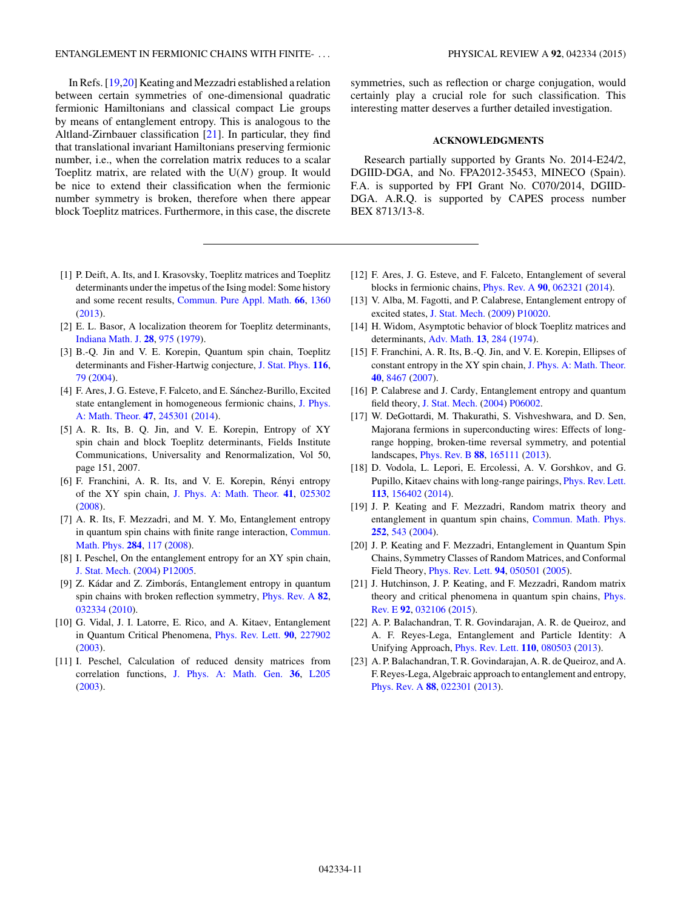In Refs. [19,20] Keating and Mezzadri established a relation between certain symmetries of one-dimensional quadratic fermionic Hamiltonians and classical compact Lie groups by means of entanglement entropy. This is analogous to the Altland-Zirnbauer classification [21]. In particular, they find that translational invariant Hamiltonians preserving fermionic number, i.e., when the correlation matrix reduces to a scalar Toeplitz matrix, are related with the U($N$) group. It would be nice to extend their classification when the fermionic number symmetry is broken, therefore when there appear block Toeplitz matrices. Furthermore, in this case, the discrete symmetries, such as reflection or charge conjugation, would certainly play a crucial role for such classification. This interesting matter deserves a further detailed investigation.

## ACKNOWLEDGMENTS

Research partially supported by Grants No. 2014-E24/2, DGIID-DGA, and No. FPA2012-35453, MINECO (Spain). F.A. is supported by FPI Grant No. C070/2014, DGIID-DGA. A.R.Q. is supported by CAPES process number BEX 8713/13-8.

---

[1] P. Deift, A. Its, and I. Krasovsky, Toeplitz matrices and Toeplitz determinants under the impetus of the Ising model: Some history and some recent results, Commun. Pure Appl. Math. **66**, 1360 (2013).

[2] E. L. Basor, A localization theorem for Toeplitz determinants, Indiana Math. J. **28**, 975 (1979).

[3] B.-Q. Jin and V. E. Korepin, Quantum spin chain, Toeplitz determinants and Fisher-Hartwig conjecture, J. Stat. Phys. **116**, 79 (2004).

[4] F. Ares, J. G. Esteve, F. Falceto, and E. Sánchez-Burillo, Excited state entanglement in homogeneous fermionic chains, J. Phys. A: Math. Theor. **47**, 245301 (2014).

[5] A. R. Its, B. Q. Jin, and V. E. Korepin, Entropy of XY spin chain and block Toeplitz determinants, Fields Institute Communications, Universality and Renormalization, Vol 50, page 151, 2007.

[6] F. Franchini, A. R. Its, and V. E. Korepin, Rényi entropy of the XY spin chain, J. Phys. A: Math. Theor. **41**, 025302 (2008).

[7] A. R. Its, F. Mezzadri, and M. Y. Mo, Entanglement entropy in quantum spin chains with finite range interaction, Commun. Math. Phys. **284**, 117 (2008).

[8] I. Peschel, On the entanglement entropy for an XY spin chain, J. Stat. Mech. (2004) P12005.

[9] Z. Kádar and Z. Zimborás, Entanglement entropy in quantum spin chains with broken reflection symmetry, Phys. Rev. A **82**, 032334 (2010).

[10] G. Vidal, J. I. Latorre, E. Rico, and A. Kitaev, Entanglement in Quantum Critical Phenomena, Phys. Rev. Lett. **90**, 227902 (2003).

[11] I. Peschel, Calculation of reduced density matrices from correlation functions, J. Phys. A: Math. Gen. **36**, L205 (2003).

[12] F. Ares, J. G. Esteve, and F. Falceto, Entanglement of several blocks in fermionic chains, Phys. Rev. A **90**, 062321 (2014).

[13] V. Alba, M. Fagotti, and P. Calabrese, Entanglement entropy of excited states, J. Stat. Mech. (2009) P10020.

[14] H. Widom, Asymptotic behavior of block Toeplitz matrices and determinants, Adv. Math. **13**, 284 (1974).

[15] F. Franchini, A. R. Its, B.-Q. Jin, and V. E. Korepin, Ellipses of constant entropy in the XY spin chain, J. Phys. A: Math. Theor. **40**, 8467 (2007).

[16] P. Calabrese and J. Cardy, Entanglement entropy and quantum field theory, J. Stat. Mech. (2004) P06002.

[17] W. DeGottardi, M. Thakurathi, S. Vishveshwara, and D. Sen, Majorana fermions in superconducting wires: Effects of long-range hopping, broken-time reversal symmetry, and potential landscapes, Phys. Rev. B **88**, 165111 (2013).

[18] D. Vodola, L. Lepori, E. Ercolessi, A. V. Gorshkov, and G. Pupillo, Kitaev chains with long-range pairings, Phys. Rev. Lett. **113**, 156402 (2014).

[19] J. P. Keating and F. Mezzadri, Random matrix theory and entanglement in quantum spin chains, Commun. Math. Phys. **252**, 543 (2004).

[20] J. P. Keating and F. Mezzadri, Entanglement in Quantum Spin Chains, Symmetry Classes of Random Matrices, and Conformal Field Theory, Phys. Rev. Lett. **94**, 050501 (2005).

[21] J. Hutchinson, J. P. Keating, and F. Mezzadri, Random matrix theory and critical phenomena in quantum spin chains, Phys. Rev. E **92**, 032106 (2015).

[22] A. P. Balachandran, T. R. Govindarajan, A. R. de Queiroz, and A. F. Reyes-Lega, Entanglement and Particle Identity: A Unifying Approach, Phys. Rev. Lett. **110**, 080503 (2013).

[23] A. P. Balachandran, T. R. Govindarajan, A. R. de Queiroz, and A. F. Reyes-Lega, Algebraic approach to entanglement and entropy, Phys. Rev. A **88**, 022301 (2013).